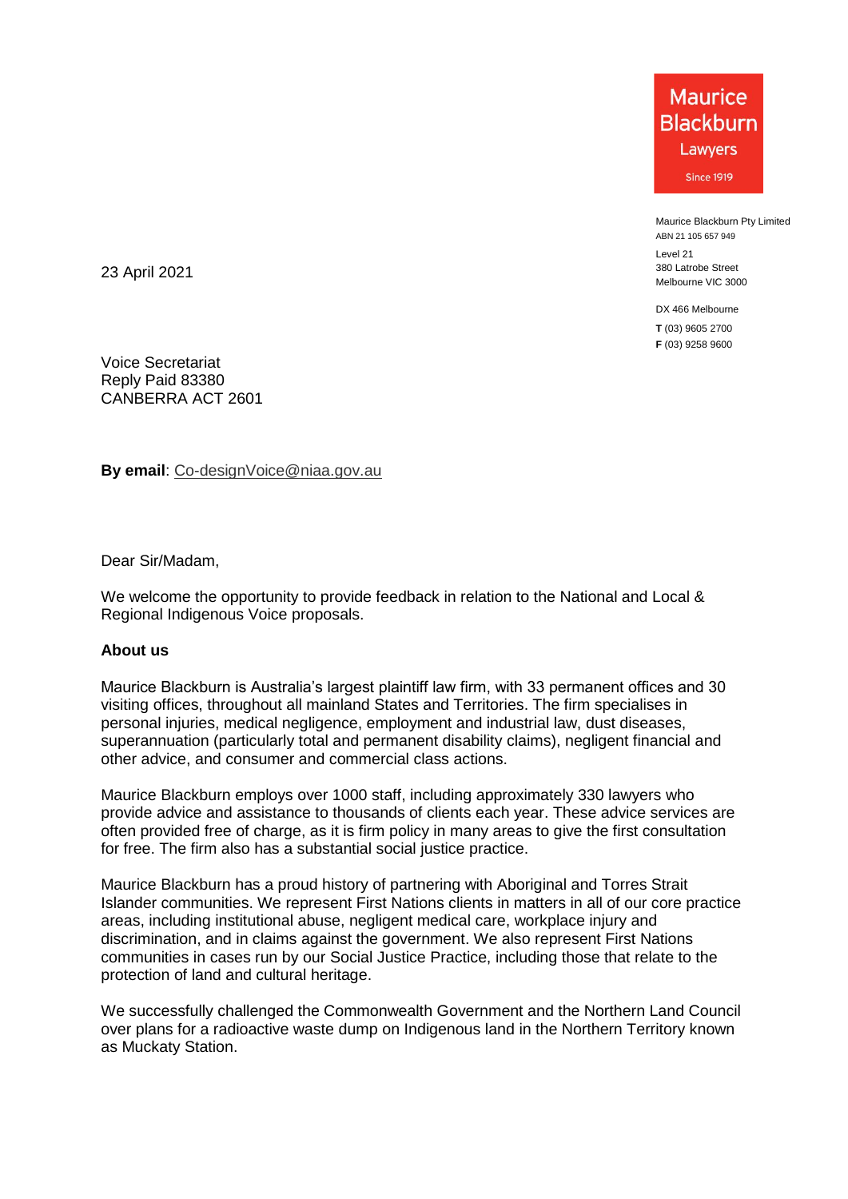Maurice Blackburn Lawyers
Since 1919

Maurice Blackburn Pty Limited
ABN 21 105 657 949

Level 21
380 Latrobe Street
Melbourne VIC 3000

DX 466 Melbourne
**T** (03) 9605 2700
**F** (03) 9258 9600

23 April 2021

Voice Secretariat
Reply Paid 83380
CANBERRA ACT 2601

**By email**: Co-designVoice@niaa.gov.au

Dear Sir/Madam,

We welcome the opportunity to provide feedback in relation to the National and Local & Regional Indigenous Voice proposals.

**About us**

Maurice Blackburn is Australia's largest plaintiff law firm, with 33 permanent offices and 30 visiting offices, throughout all mainland States and Territories. The firm specialises in personal injuries, medical negligence, employment and industrial law, dust diseases, superannuation (particularly total and permanent disability claims), negligent financial and other advice, and consumer and commercial class actions.

Maurice Blackburn employs over 1000 staff, including approximately 330 lawyers who provide advice and assistance to thousands of clients each year. These advice services are often provided free of charge, as it is firm policy in many areas to give the first consultation for free. The firm also has a substantial social justice practice.

Maurice Blackburn has a proud history of partnering with Aboriginal and Torres Strait Islander communities. We represent First Nations clients in matters in all of our core practice areas, including institutional abuse, negligent medical care, workplace injury and discrimination, and in claims against the government. We also represent First Nations communities in cases run by our Social Justice Practice, including those that relate to the protection of land and cultural heritage.

We successfully challenged the Commonwealth Government and the Northern Land Council over plans for a radioactive waste dump on Indigenous land in the Northern Territory known as Muckaty Station.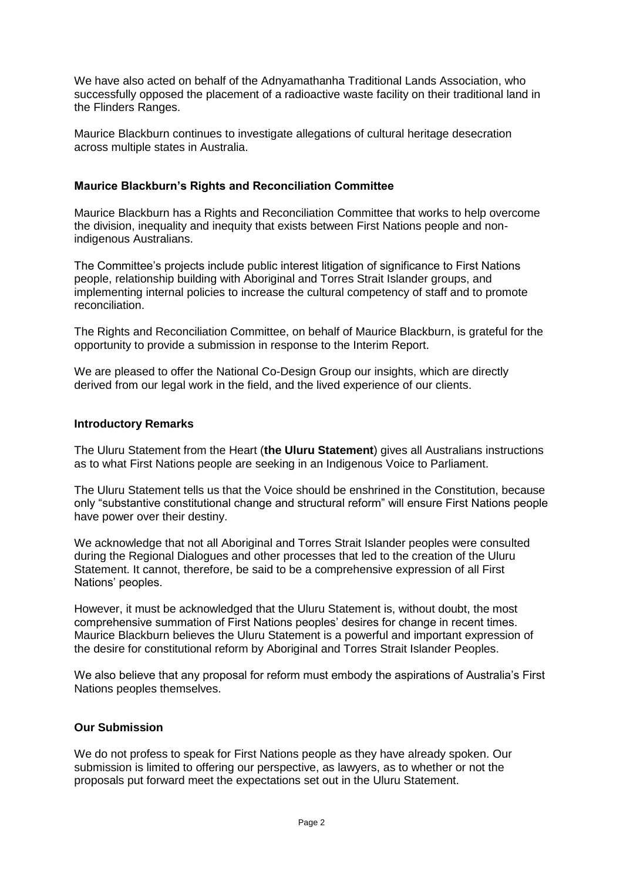We have also acted on behalf of the Adnyamathanha Traditional Lands Association, who successfully opposed the placement of a radioactive waste facility on their traditional land in the Flinders Ranges.

Maurice Blackburn continues to investigate allegations of cultural heritage desecration across multiple states in Australia.

### Maurice Blackburn's Rights and Reconciliation Committee

Maurice Blackburn has a Rights and Reconciliation Committee that works to help overcome the division, inequality and inequity that exists between First Nations people and non-indigenous Australians.

The Committee's projects include public interest litigation of significance to First Nations people, relationship building with Aboriginal and Torres Strait Islander groups, and implementing internal policies to increase the cultural competency of staff and to promote reconciliation.

The Rights and Reconciliation Committee, on behalf of Maurice Blackburn, is grateful for the opportunity to provide a submission in response to the Interim Report.

We are pleased to offer the National Co-Design Group our insights, which are directly derived from our legal work in the field, and the lived experience of our clients.

### Introductory Remarks

The Uluru Statement from the Heart (**the Uluru Statement**) gives all Australians instructions as to what First Nations people are seeking in an Indigenous Voice to Parliament.

The Uluru Statement tells us that the Voice should be enshrined in the Constitution, because only "substantive constitutional change and structural reform" will ensure First Nations people have power over their destiny.

We acknowledge that not all Aboriginal and Torres Strait Islander peoples were consulted during the Regional Dialogues and other processes that led to the creation of the Uluru Statement. It cannot, therefore, be said to be a comprehensive expression of all First Nations' peoples.

However, it must be acknowledged that the Uluru Statement is, without doubt, the most comprehensive summation of First Nations peoples' desires for change in recent times. Maurice Blackburn believes the Uluru Statement is a powerful and important expression of the desire for constitutional reform by Aboriginal and Torres Strait Islander Peoples.

We also believe that any proposal for reform must embody the aspirations of Australia's First Nations peoples themselves.

### Our Submission

We do not profess to speak for First Nations people as they have already spoken. Our submission is limited to offering our perspective, as lawyers, as to whether or not the proposals put forward meet the expectations set out in the Uluru Statement.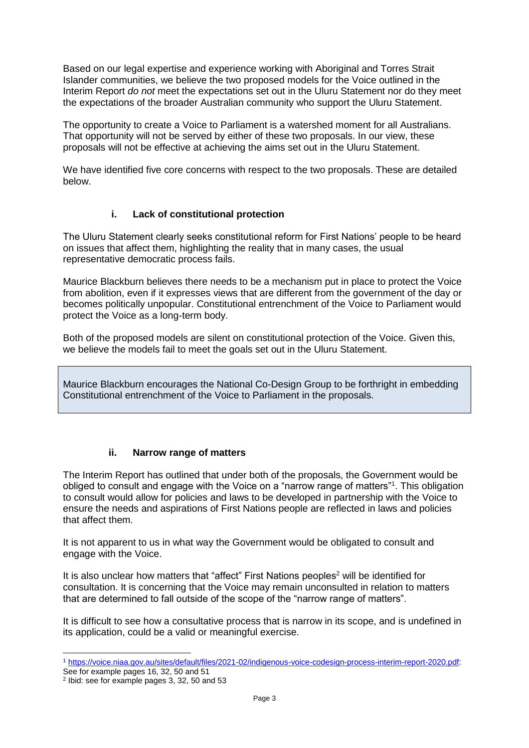Based on our legal expertise and experience working with Aboriginal and Torres Strait Islander communities, we believe the two proposed models for the Voice outlined in the Interim Report *do not* meet the expectations set out in the Uluru Statement nor do they meet the expectations of the broader Australian community who support the Uluru Statement.

The opportunity to create a Voice to Parliament is a watershed moment for all Australians. That opportunity will not be served by either of these two proposals. In our view, these proposals will not be effective at achieving the aims set out in the Uluru Statement.

We have identified five core concerns with respect to the two proposals. These are detailed below.

### i. Lack of constitutional protection

The Uluru Statement clearly seeks constitutional reform for First Nations' people to be heard on issues that affect them, highlighting the reality that in many cases, the usual representative democratic process fails.

Maurice Blackburn believes there needs to be a mechanism put in place to protect the Voice from abolition, even if it expresses views that are different from the government of the day or becomes politically unpopular. Constitutional entrenchment of the Voice to Parliament would protect the Voice as a long-term body.

Both of the proposed models are silent on constitutional protection of the Voice. Given this, we believe the models fail to meet the goals set out in the Uluru Statement.

> Maurice Blackburn encourages the National Co-Design Group to be forthright in embedding Constitutional entrenchment of the Voice to Parliament in the proposals.

### ii. Narrow range of matters

The Interim Report has outlined that under both of the proposals, the Government would be obliged to consult and engage with the Voice on a "narrow range of matters"[1]. This obligation to consult would allow for policies and laws to be developed in partnership with the Voice to ensure the needs and aspirations of First Nations people are reflected in laws and policies that affect them.

It is not apparent to us in what way the Government would be obligated to consult and engage with the Voice.

It is also unclear how matters that "affect" First Nations peoples[2] will be identified for consultation. It is concerning that the Voice may remain unconsulted in relation to matters that are determined to fall outside of the scope of the "narrow range of matters".

It is difficult to see how a consultative process that is narrow in its scope, and is undefined in its application, could be a valid or meaningful exercise.

---

[1] https://voice.niaa.gov.au/sites/default/files/2021-02/indigenous-voice-codesign-process-interim-report-2020.pdf: See for example pages 16, 32, 50 and 51

[2] Ibid: see for example pages 3, 32, 50 and 53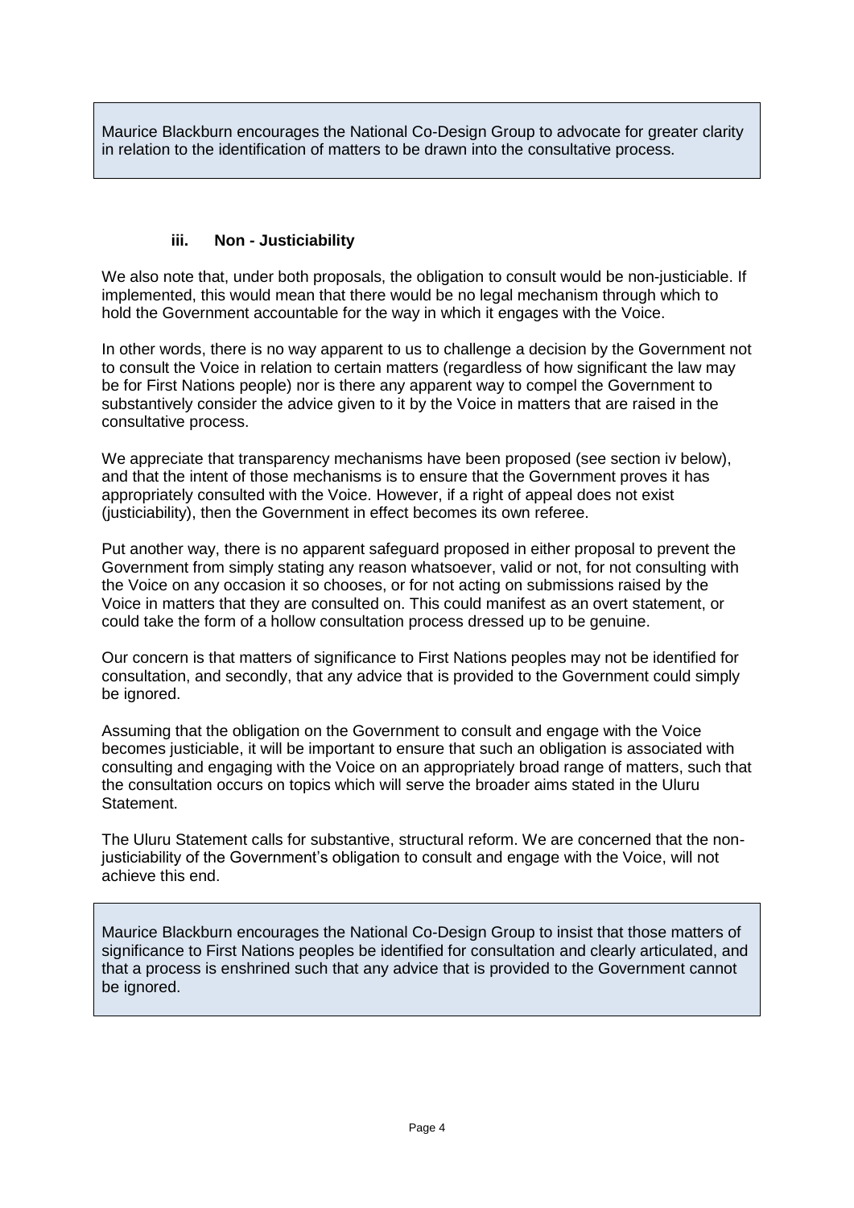> Maurice Blackburn encourages the National Co-Design Group to advocate for greater clarity in relation to the identification of matters to be drawn into the consultative process.

### iii. Non - Justiciability

We also note that, under both proposals, the obligation to consult would be non-justiciable. If implemented, this would mean that there would be no legal mechanism through which to hold the Government accountable for the way in which it engages with the Voice.

In other words, there is no way apparent to us to challenge a decision by the Government not to consult the Voice in relation to certain matters (regardless of how significant the law may be for First Nations people) nor is there any apparent way to compel the Government to substantively consider the advice given to it by the Voice in matters that are raised in the consultative process.

We appreciate that transparency mechanisms have been proposed (see section iv below), and that the intent of those mechanisms is to ensure that the Government proves it has appropriately consulted with the Voice. However, if a right of appeal does not exist (justiciability), then the Government in effect becomes its own referee.

Put another way, there is no apparent safeguard proposed in either proposal to prevent the Government from simply stating any reason whatsoever, valid or not, for not consulting with the Voice on any occasion it so chooses, or for not acting on submissions raised by the Voice in matters that they are consulted on. This could manifest as an overt statement, or could take the form of a hollow consultation process dressed up to be genuine.

Our concern is that matters of significance to First Nations peoples may not be identified for consultation, and secondly, that any advice that is provided to the Government could simply be ignored.

Assuming that the obligation on the Government to consult and engage with the Voice becomes justiciable, it will be important to ensure that such an obligation is associated with consulting and engaging with the Voice on an appropriately broad range of matters, such that the consultation occurs on topics which will serve the broader aims stated in the Uluru Statement.

The Uluru Statement calls for substantive, structural reform. We are concerned that the non-justiciability of the Government's obligation to consult and engage with the Voice, will not achieve this end.

> Maurice Blackburn encourages the National Co-Design Group to insist that those matters of significance to First Nations peoples be identified for consultation and clearly articulated, and that a process is enshrined such that any advice that is provided to the Government cannot be ignored.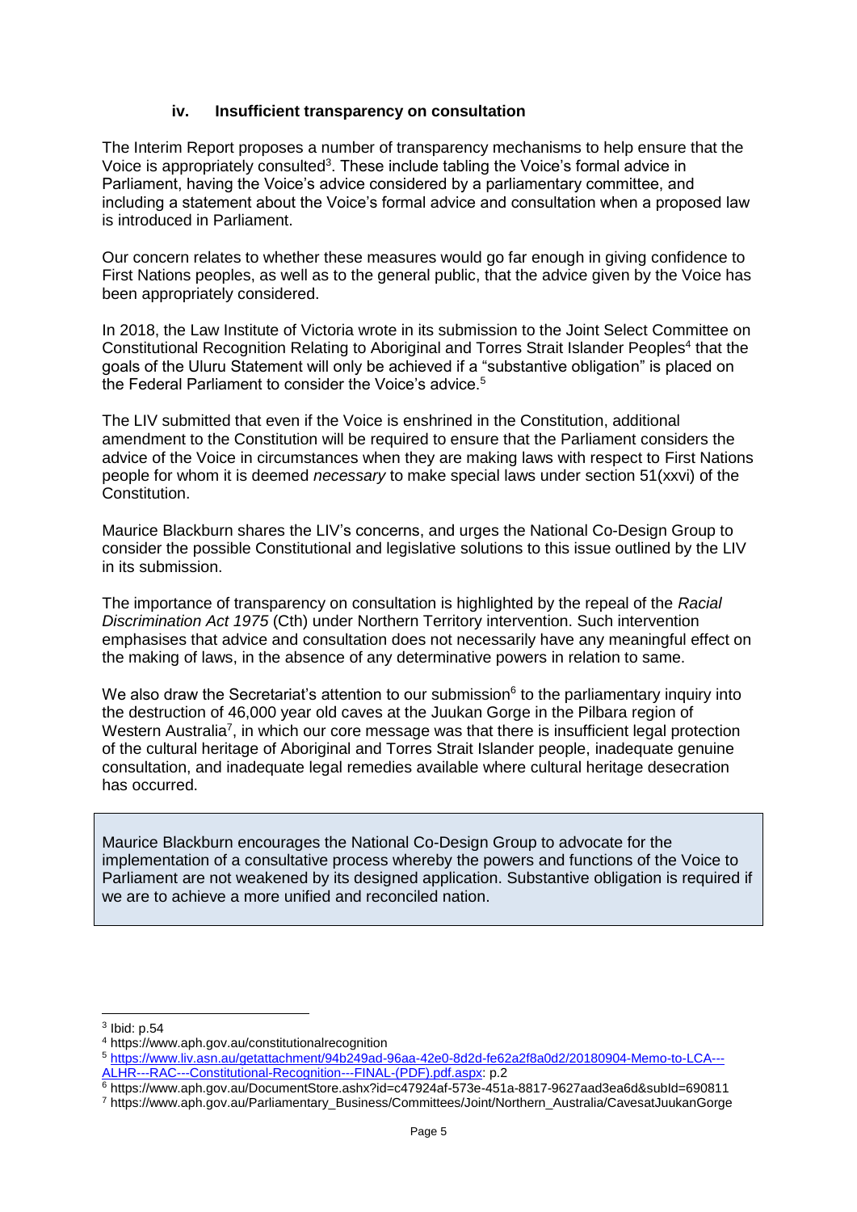### iv. Insufficient transparency on consultation

The Interim Report proposes a number of transparency mechanisms to help ensure that the Voice is appropriately consulted[3]. These include tabling the Voice's formal advice in Parliament, having the Voice's advice considered by a parliamentary committee, and including a statement about the Voice's formal advice and consultation when a proposed law is introduced in Parliament.

Our concern relates to whether these measures would go far enough in giving confidence to First Nations peoples, as well as to the general public, that the advice given by the Voice has been appropriately considered.

In 2018, the Law Institute of Victoria wrote in its submission to the Joint Select Committee on Constitutional Recognition Relating to Aboriginal and Torres Strait Islander Peoples[4] that the goals of the Uluru Statement will only be achieved if a "substantive obligation" is placed on the Federal Parliament to consider the Voice's advice.[5]

The LIV submitted that even if the Voice is enshrined in the Constitution, additional amendment to the Constitution will be required to ensure that the Parliament considers the advice of the Voice in circumstances when they are making laws with respect to First Nations people for whom it is deemed *necessary* to make special laws under section 51(xxvi) of the Constitution.

Maurice Blackburn shares the LIV's concerns, and urges the National Co-Design Group to consider the possible Constitutional and legislative solutions to this issue outlined by the LIV in its submission.

The importance of transparency on consultation is highlighted by the repeal of the *Racial Discrimination Act 1975* (Cth) under Northern Territory intervention. Such intervention emphasises that advice and consultation does not necessarily have any meaningful effect on the making of laws, in the absence of any determinative powers in relation to same.

We also draw the Secretariat's attention to our submission[6] to the parliamentary inquiry into the destruction of 46,000 year old caves at the Juukan Gorge in the Pilbara region of Western Australia[7], in which our core message was that there is insufficient legal protection of the cultural heritage of Aboriginal and Torres Strait Islander people, inadequate genuine consultation, and inadequate legal remedies available where cultural heritage desecration has occurred.

> Maurice Blackburn encourages the National Co-Design Group to advocate for the implementation of a consultative process whereby the powers and functions of the Voice to Parliament are not weakened by its designed application. Substantive obligation is required if we are to achieve a more unified and reconciled nation.

---

[3] Ibid: p.54

[4] https://www.aph.gov.au/constitutionalrecognition

[5] https://www.liv.asn.au/getattachment/94b249ad-96aa-42e0-8d2d-fe62a2f8a0d2/20180904-Memo-to-LCA---ALHR---RAC---Constitutional-Recognition---FINAL-(PDF).pdf.aspx: p.2

[6] https://www.aph.gov.au/DocumentStore.ashx?id=c47924af-573e-451a-8817-9627aad3ea6d&subId=690811

[7] https://www.aph.gov.au/Parliamentary_Business/Committees/Joint/Northern_Australia/CavesatJuukanGorge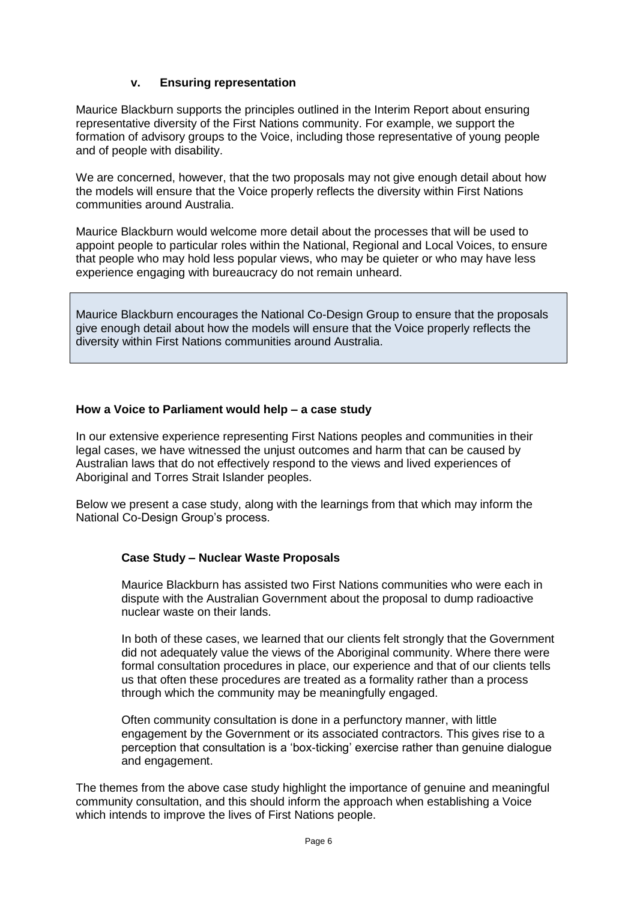### v. Ensuring representation

Maurice Blackburn supports the principles outlined in the Interim Report about ensuring representative diversity of the First Nations community. For example, we support the formation of advisory groups to the Voice, including those representative of young people and of people with disability.

We are concerned, however, that the two proposals may not give enough detail about how the models will ensure that the Voice properly reflects the diversity within First Nations communities around Australia.

Maurice Blackburn would welcome more detail about the processes that will be used to appoint people to particular roles within the National, Regional and Local Voices, to ensure that people who may hold less popular views, who may be quieter or who may have less experience engaging with bureaucracy do not remain unheard.

> Maurice Blackburn encourages the National Co-Design Group to ensure that the proposals give enough detail about how the models will ensure that the Voice properly reflects the diversity within First Nations communities around Australia.

## How a Voice to Parliament would help – a case study

In our extensive experience representing First Nations peoples and communities in their legal cases, we have witnessed the unjust outcomes and harm that can be caused by Australian laws that do not effectively respond to the views and lived experiences of Aboriginal and Torres Strait Islander peoples.

Below we present a case study, along with the learnings from that which may inform the National Co-Design Group's process.

### Case Study – Nuclear Waste Proposals

Maurice Blackburn has assisted two First Nations communities who were each in dispute with the Australian Government about the proposal to dump radioactive nuclear waste on their lands.

In both of these cases, we learned that our clients felt strongly that the Government did not adequately value the views of the Aboriginal community. Where there were formal consultation procedures in place, our experience and that of our clients tells us that often these procedures are treated as a formality rather than a process through which the community may be meaningfully engaged.

Often community consultation is done in a perfunctory manner, with little engagement by the Government or its associated contractors. This gives rise to a perception that consultation is a 'box-ticking' exercise rather than genuine dialogue and engagement.

The themes from the above case study highlight the importance of genuine and meaningful community consultation, and this should inform the approach when establishing a Voice which intends to improve the lives of First Nations people.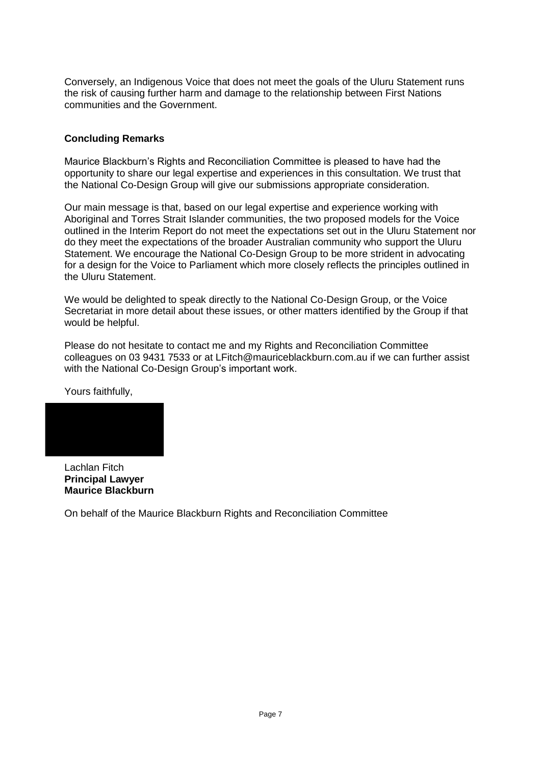Conversely, an Indigenous Voice that does not meet the goals of the Uluru Statement runs the risk of causing further harm and damage to the relationship between First Nations communities and the Government.

**Concluding Remarks**

Maurice Blackburn's Rights and Reconciliation Committee is pleased to have had the opportunity to share our legal expertise and experiences in this consultation. We trust that the National Co-Design Group will give our submissions appropriate consideration.

Our main message is that, based on our legal expertise and experience working with Aboriginal and Torres Strait Islander communities, the two proposed models for the Voice outlined in the Interim Report do not meet the expectations set out in the Uluru Statement nor do they meet the expectations of the broader Australian community who support the Uluru Statement. We encourage the National Co-Design Group to be more strident in advocating for a design for the Voice to Parliament which more closely reflects the principles outlined in the Uluru Statement.

We would be delighted to speak directly to the National Co-Design Group, or the Voice Secretariat in more detail about these issues, or other matters identified by the Group if that would be helpful.

Please do not hesitate to contact me and my Rights and Reconciliation Committee colleagues on 03 9431 7533 or at LFitch@mauriceblackburn.com.au if we can further assist with the National Co-Design Group's important work.

Yours faithfully,

Lachlan Fitch
**Principal Lawyer**
**Maurice Blackburn**

On behalf of the Maurice Blackburn Rights and Reconciliation Committee